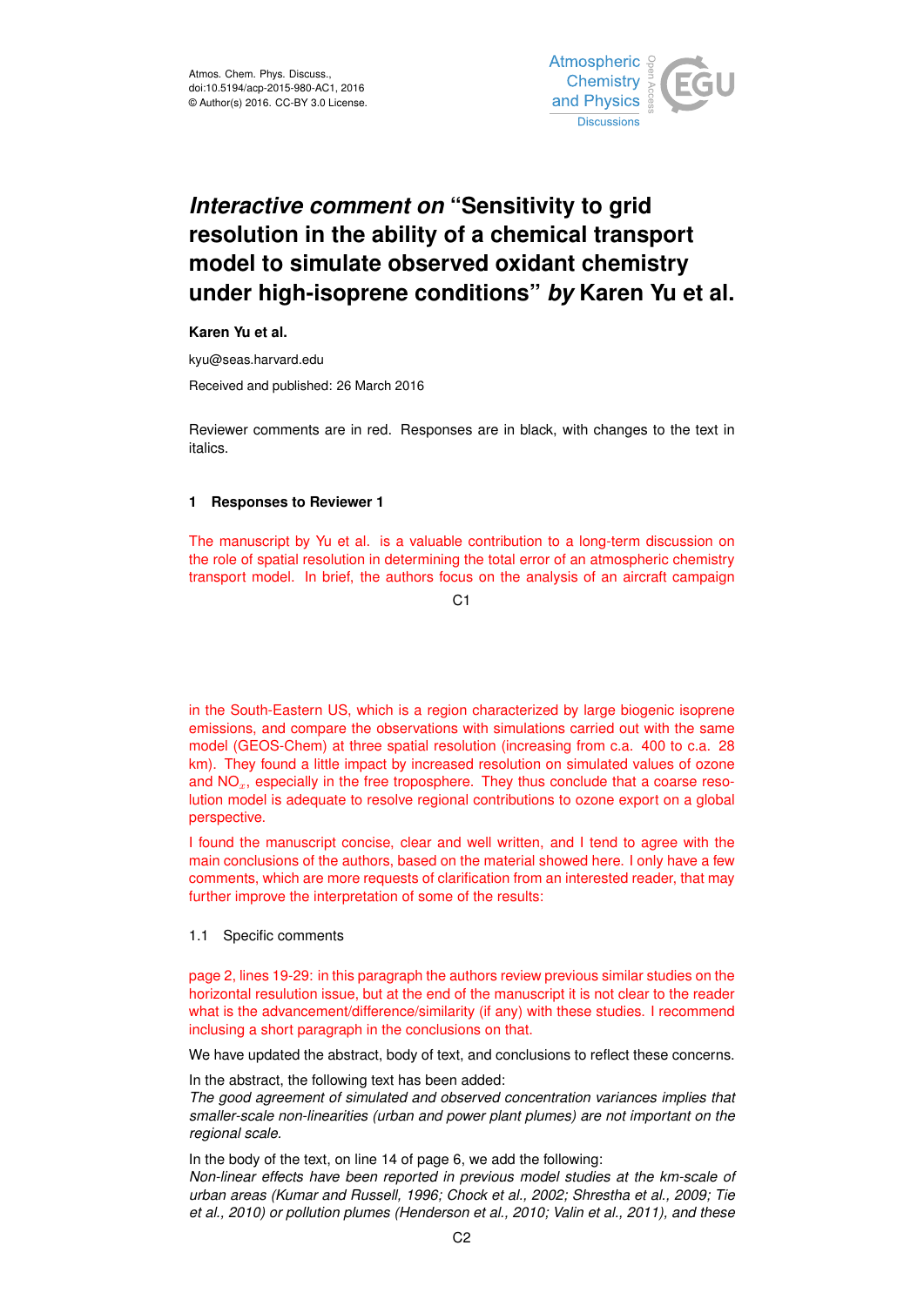Atmos. Chem. Phys. Discuss.,
doi:10.5194/acp-2015-980-AC1, 2016
© Author(s) 2016. CC-BY 3.0 License.

# *Interactive comment on* "Sensitivity to grid resolution in the ability of a chemical transport model to simulate observed oxidant chemistry under high-isoprene conditions" *by* Karen Yu et al.

**Karen Yu et al.**

kyu@seas.harvard.edu

Received and published: 26 March 2016

Reviewer comments are in red. Responses are in black, with changes to the text in italics.

## 1 Responses to Reviewer 1

The manuscript by Yu et al. is a valuable contribution to a long-term discussion on the role of spatial resolution in determining the total error of an atmospheric chemistry transport model. In brief, the authors focus on the analysis of an aircraft campaign in the South-Eastern US, which is a region characterized by large biogenic isoprene emissions, and compare the observations with simulations carried out with the same model (GEOS-Chem) at three spatial resolution (increasing from c.a. 400 to c.a. 28 km). They found a little impact by increased resolution on simulated values of ozone and $NO_x$, especially in the free troposphere. They thus conclude that a coarse resolution model is adequate to resolve regional contributions to ozone export on a global perspective.

I found the manuscript concise, clear and well written, and I tend to agree with the main conclusions of the authors, based on the material showed here. I only have a few comments, which are more requests of clarification from an interested reader, that may further improve the interpretation of some of the results:

### 1.1 Specific comments

page 2, lines 19-29: in this paragraph the authors review previous similar studies on the horizontal resulution issue, but at the end of the manuscript it is not clear to the reader what is the advancement/difference/similarity (if any) with these studies. I recommend inclusing a short paragraph in the conclusions on that.

We have updated the abstract, body of text, and conclusions to reflect these concerns.

In the abstract, the following text has been added:
*The good agreement of simulated and observed concentration variances implies that smaller-scale non-linearities (urban and power plant plumes) are not important on the regional scale.*

In the body of the text, on line 14 of page 6, we add the following:
*Non-linear effects have been reported in previous model studies at the km-scale of urban areas (Kumar and Russell, 1996; Chock et al., 2002; Shrestha et al., 2009; Tie et al., 2010) or pollution plumes (Henderson et al., 2010; Valin et al., 2011), and these*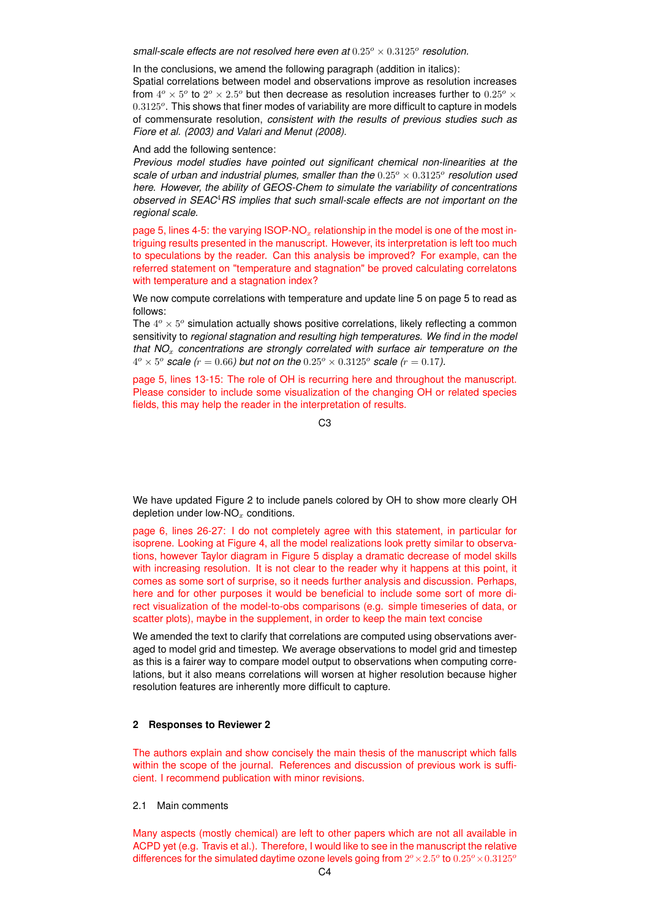*small-scale effects are not resolved here even at* $0.25^o \times 0.3125^o$ *resolution.*

In the conclusions, we amend the following paragraph (addition in italics):
Spatial correlations between model and observations improve as resolution increases from $4^o \times 5^o$ to $2^o \times 2.5^o$ but then decrease as resolution increases further to $0.25^o \times 0.3125^o$. This shows that finer modes of variability are more difficult to capture in models of commensurate resolution, *consistent with the results of previous studies such as Fiore et al. (2003) and Valari and Menut (2008).*

And add the following sentence:
*Previous model studies have pointed out significant chemical non-linearities at the scale of urban and industrial plumes, smaller than the* $0.25^o \times 0.3125^o$ *resolution used here. However, the ability of GEOS-Chem to simulate the variability of concentrations observed in SEAC*$^4$*RS implies that such small-scale effects are not important on the regional scale.*

page 5, lines 4-5: the varying ISOP-$NO_x$ relationship in the model is one of the most intriguing results presented in the manuscript. However, its interpretation is left too much to speculations by the reader. Can this analysis be improved? For example, can the referred statement on "temperature and stagnation" be proved calculating correlatons with temperature and a stagnation index?

We now compute correlations with temperature and update line 5 on page 5 to read as follows:
The $4^o \times 5^o$ simulation actually shows positive correlations, likely reflecting a common sensitivity to *regional stagnation and resulting high temperatures. We find in the model that* $NO_x$ *concentrations are strongly correlated with surface air temperature on the* $4^o \times 5^o$ *scale* ($r = 0.66$) *but not on the* $0.25^o \times 0.3125^o$ *scale* ($r = 0.17$).

page 5, lines 13-15: The role of OH is recurring here and throughout the manuscript. Please consider to include some visualization of the changing OH or related species fields, this may help the reader in the interpretation of results.

We have updated Figure 2 to include panels colored by OH to show more clearly OH depletion under low-$NO_x$ conditions.

page 6, lines 26-27: I do not completely agree with this statement, in particular for isoprene. Looking at Figure 4, all the model realizations look pretty similar to observations, however Taylor diagram in Figure 5 display a dramatic decrease of model skills with increasing resolution. It is not clear to the reader why it happens at this point, it comes as some sort of surprise, so it needs further analysis and discussion. Perhaps, here and for other purposes it would be beneficial to include some sort of more direct visualization of the model-to-obs comparisons (e.g. simple timeseries of data, or scatter plots), maybe in the supplement, in order to keep the main text concise

We amended the text to clarify that correlations are computed using observations averaged to model grid and timestep. We average observations to model grid and timestep as this is a fairer way to compare model output to observations when computing correlations, but it also means correlations will worsen at higher resolution because higher resolution features are inherently more difficult to capture.

## 2 Responses to Reviewer 2

The authors explain and show concisely the main thesis of the manuscript which falls within the scope of the journal. References and discussion of previous work is sufficient. I recommend publication with minor revisions.

### 2.1 Main comments

Many aspects (mostly chemical) are left to other papers which are not all available in ACPD yet (e.g. Travis et al.). Therefore, I would like to see in the manuscript the relative differences for the simulated daytime ozone levels going from $2^o \times 2.5^o$ to $0.25^o \times 0.3125^o$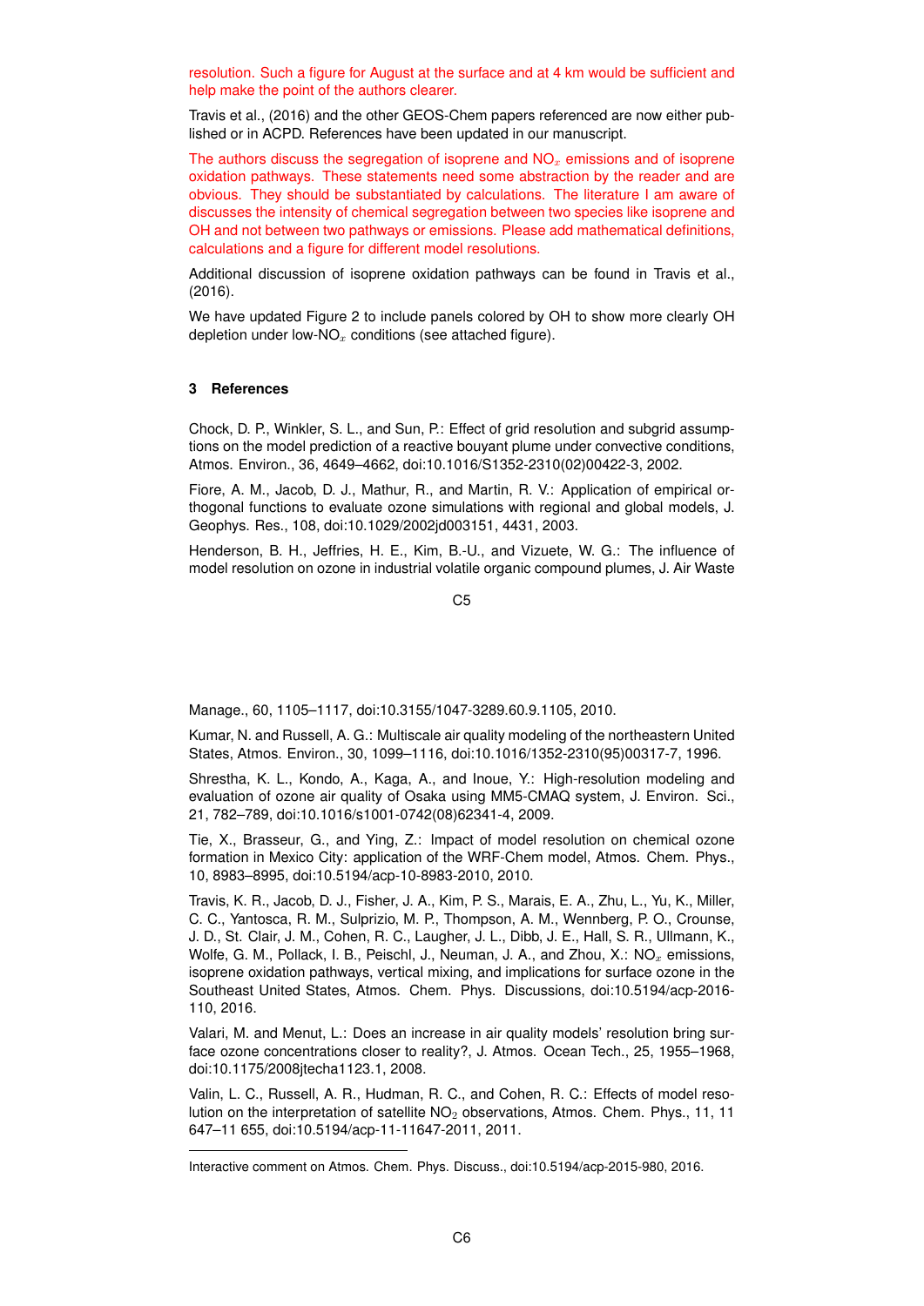resolution. Such a figure for August at the surface and at 4 km would be sufficient and help make the point of the authors clearer.

Travis et al., (2016) and the other GEOS-Chem papers referenced are now either published or in ACPD. References have been updated in our manuscript.

The authors discuss the segregation of isoprene and $NO_x$ emissions and of isoprene oxidation pathways. These statements need some abstraction by the reader and are obvious. They should be substantiated by calculations. The literature I am aware of discusses the intensity of chemical segregation between two species like isoprene and OH and not between two pathways or emissions. Please add mathematical definitions, calculations and a figure for different model resolutions.

Additional discussion of isoprene oxidation pathways can be found in Travis et al., (2016).

We have updated Figure 2 to include panels colored by OH to show more clearly OH depletion under low-$NO_x$ conditions (see attached figure).

## 3 References

Chock, D. P., Winkler, S. L., and Sun, P.: Effect of grid resolution and subgrid assumptions on the model prediction of a reactive bouyant plume under convective conditions, Atmos. Environ., 36, 4649–4662, doi:10.1016/S1352-2310(02)00422-3, 2002.

Fiore, A. M., Jacob, D. J., Mathur, R., and Martin, R. V.: Application of empirical orthogonal functions to evaluate ozone simulations with regional and global models, J. Geophys. Res., 108, doi:10.1029/2002jd003151, 4431, 2003.

Henderson, B. H., Jeffries, H. E., Kim, B.-U., and Vizuete, W. G.: The influence of model resolution on ozone in industrial volatile organic compound plumes, J. Air Waste Manage., 60, 1105–1117, doi:10.3155/1047-3289.60.9.1105, 2010.

Kumar, N. and Russell, A. G.: Multiscale air quality modeling of the northeastern United States, Atmos. Environ., 30, 1099–1116, doi:10.1016/1352-2310(95)00317-7, 1996.

Shrestha, K. L., Kondo, A., Kaga, A., and Inoue, Y.: High-resolution modeling and evaluation of ozone air quality of Osaka using MM5-CMAQ system, J. Environ. Sci., 21, 782–789, doi:10.1016/s1001-0742(08)62341-4, 2009.

Tie, X., Brasseur, G., and Ying, Z.: Impact of model resolution on chemical ozone formation in Mexico City: application of the WRF-Chem model, Atmos. Chem. Phys., 10, 8983–8995, doi:10.5194/acp-10-8983-2010, 2010.

Travis, K. R., Jacob, D. J., Fisher, J. A., Kim, P. S., Marais, E. A., Zhu, L., Yu, K., Miller, C. C., Yantosca, R. M., Sulprizio, M. P., Thompson, A. M., Wennberg, P. O., Crounse, J. D., St. Clair, J. M., Cohen, R. C., Laugher, J. L., Dibb, J. E., Hall, S. R., Ullmann, K., Wolfe, G. M., Pollack, I. B., Peischl, J., Neuman, J. A., and Zhou, X.: $NO_x$ emissions, isoprene oxidation pathways, vertical mixing, and implications for surface ozone in the Southeast United States, Atmos. Chem. Phys. Discussions, doi:10.5194/acp-2016-110, 2016.

Valari, M. and Menut, L.: Does an increase in air quality models' resolution bring surface ozone concentrations closer to reality?, J. Atmos. Ocean Tech., 25, 1955–1968, doi:10.1175/2008jtecha1123.1, 2008.

Valin, L. C., Russell, A. R., Hudman, R. C., and Cohen, R. C.: Effects of model resolution on the interpretation of satellite $NO_2$ observations, Atmos. Chem. Phys., 11, 11 647–11 655, doi:10.5194/acp-11-11647-2011, 2011.

Interactive comment on Atmos. Chem. Phys. Discuss., doi:10.5194/acp-2015-980, 2016.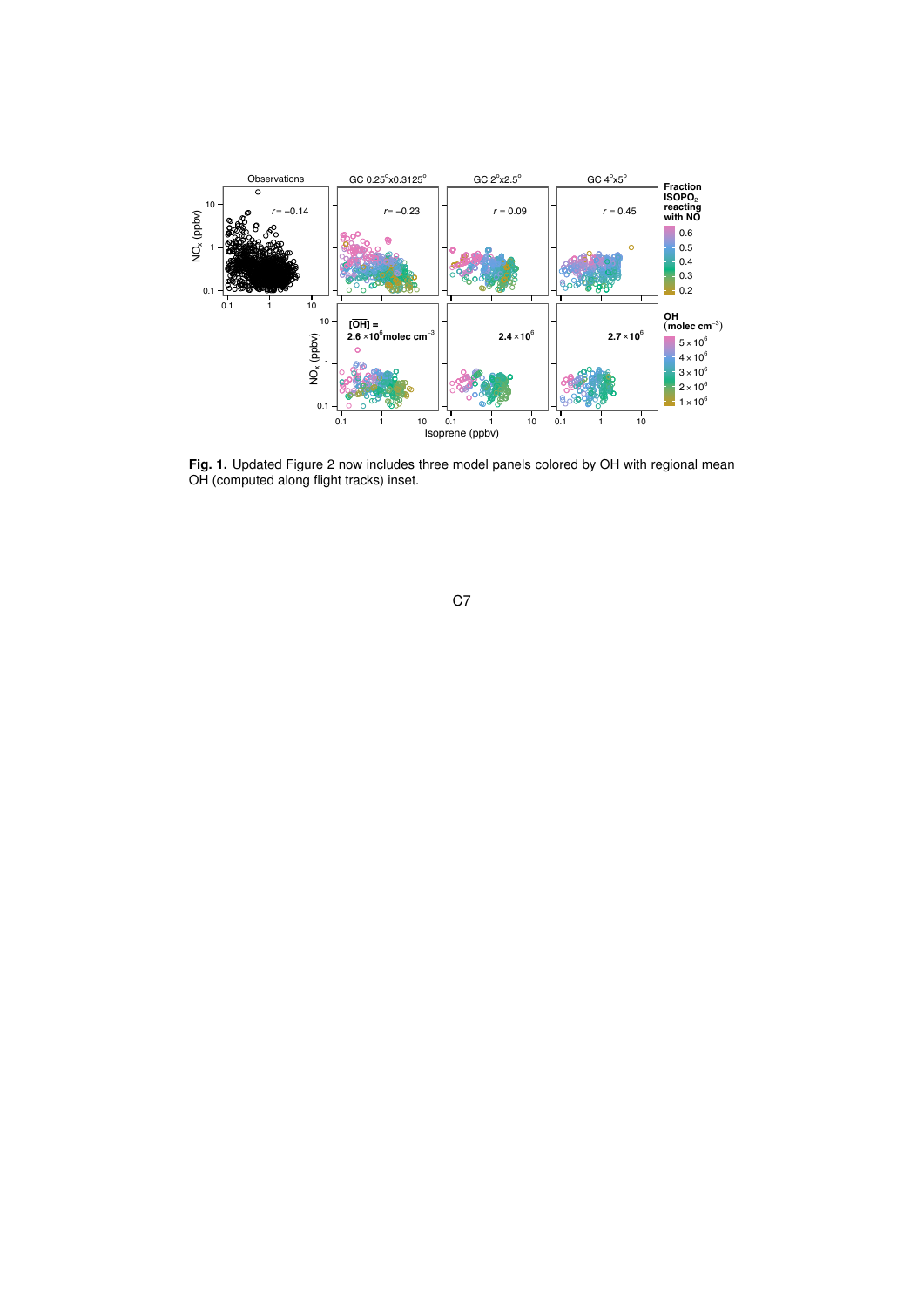Observations

GC 0.25°x0.3125°

GC 2°x2.5°

GC 4°x5°

Fraction $ISOPO_2$ reacting with NO

0.6

0.5

0.4

0.3

0.2

$r$ = −0.14

$r$ = −0.23

$r$ = 0.09

$r$ = 0.45

$NO_x$ (ppbv)

10

1

0.1

0.1

1

10

$\overline{[OH]}$ = $2.6 \times 10^6$ molec cm$^{-3}$

$2.4 \times 10^6$

$2.7 \times 10^6$

OH (molec cm$^{-3}$)

$5 \times 10^6$

$4 \times 10^6$

$3 \times 10^6$

$2 \times 10^6$

$1 \times 10^6$

Isoprene (ppbv)

**Fig. 1.** Updated Figure 2 now includes three model panels colored by OH with regional mean OH (computed along flight tracks) inset.